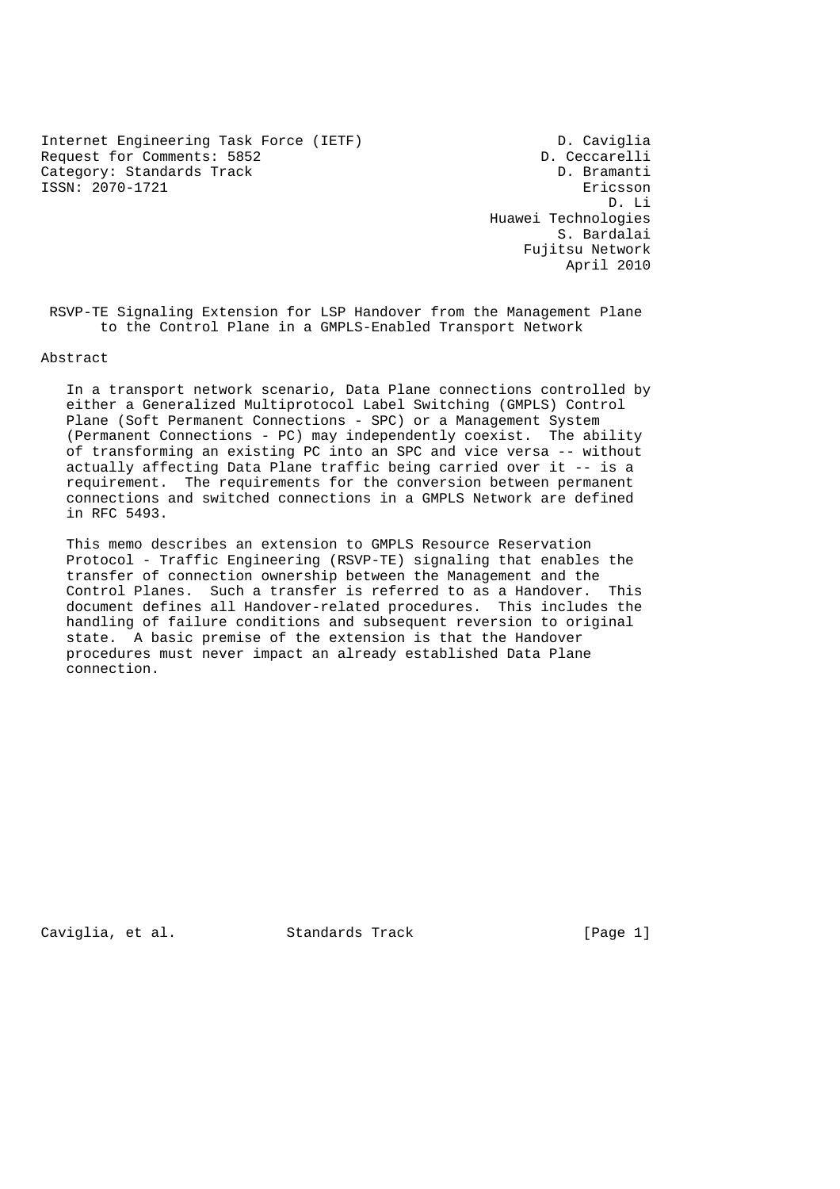Internet Engineering Task Force (IETF)
Request for Comments: 5852
Category: Standards Track
ISSN: 2070-1721

D. Caviglia
D. Ceccarelli
D. Bramanti
Ericsson
D. Li
Huawei Technologies
S. Bardalai
Fujitsu Network
April 2010

# RSVP-TE Signaling Extension for LSP Handover from the Management Plane to the Control Plane in a GMPLS-Enabled Transport Network

## Abstract

In a transport network scenario, Data Plane connections controlled by either a Generalized Multiprotocol Label Switching (GMPLS) Control Plane (Soft Permanent Connections - SPC) or a Management System (Permanent Connections - PC) may independently coexist. The ability of transforming an existing PC into an SPC and vice versa -- without actually affecting Data Plane traffic being carried over it -- is a requirement. The requirements for the conversion between permanent connections and switched connections in a GMPLS Network are defined in RFC 5493.

This memo describes an extension to GMPLS Resource Reservation Protocol - Traffic Engineering (RSVP-TE) signaling that enables the transfer of connection ownership between the Management and the Control Planes. Such a transfer is referred to as a Handover. This document defines all Handover-related procedures. This includes the handling of failure conditions and subsequent reversion to original state. A basic premise of the extension is that the Handover procedures must never impact an already established Data Plane connection.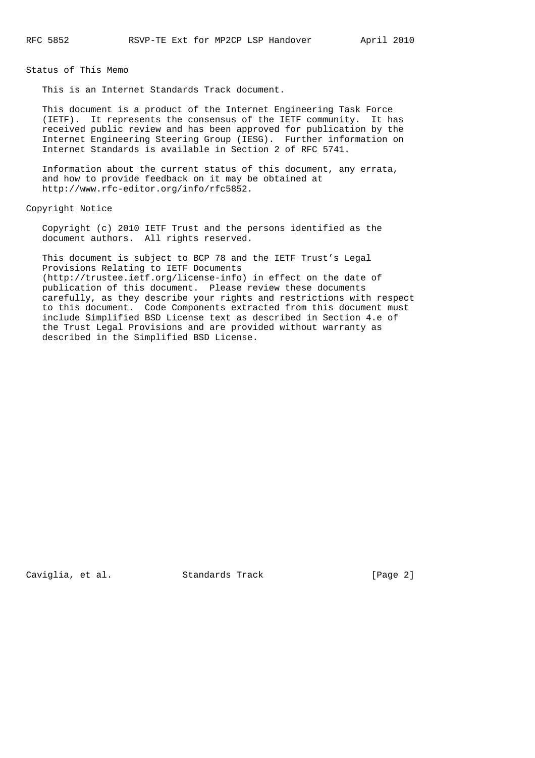## Status of This Memo

This is an Internet Standards Track document.

This document is a product of the Internet Engineering Task Force (IETF). It represents the consensus of the IETF community. It has received public review and has been approved for publication by the Internet Engineering Steering Group (IESG). Further information on Internet Standards is available in Section 2 of RFC 5741.

Information about the current status of this document, any errata, and how to provide feedback on it may be obtained at http://www.rfc-editor.org/info/rfc5852.

## Copyright Notice

Copyright (c) 2010 IETF Trust and the persons identified as the document authors. All rights reserved.

This document is subject to BCP 78 and the IETF Trust's Legal Provisions Relating to IETF Documents (http://trustee.ietf.org/license-info) in effect on the date of publication of this document. Please review these documents carefully, as they describe your rights and restrictions with respect to this document. Code Components extracted from this document must include Simplified BSD License text as described in Section 4.e of the Trust Legal Provisions and are provided without warranty as described in the Simplified BSD License.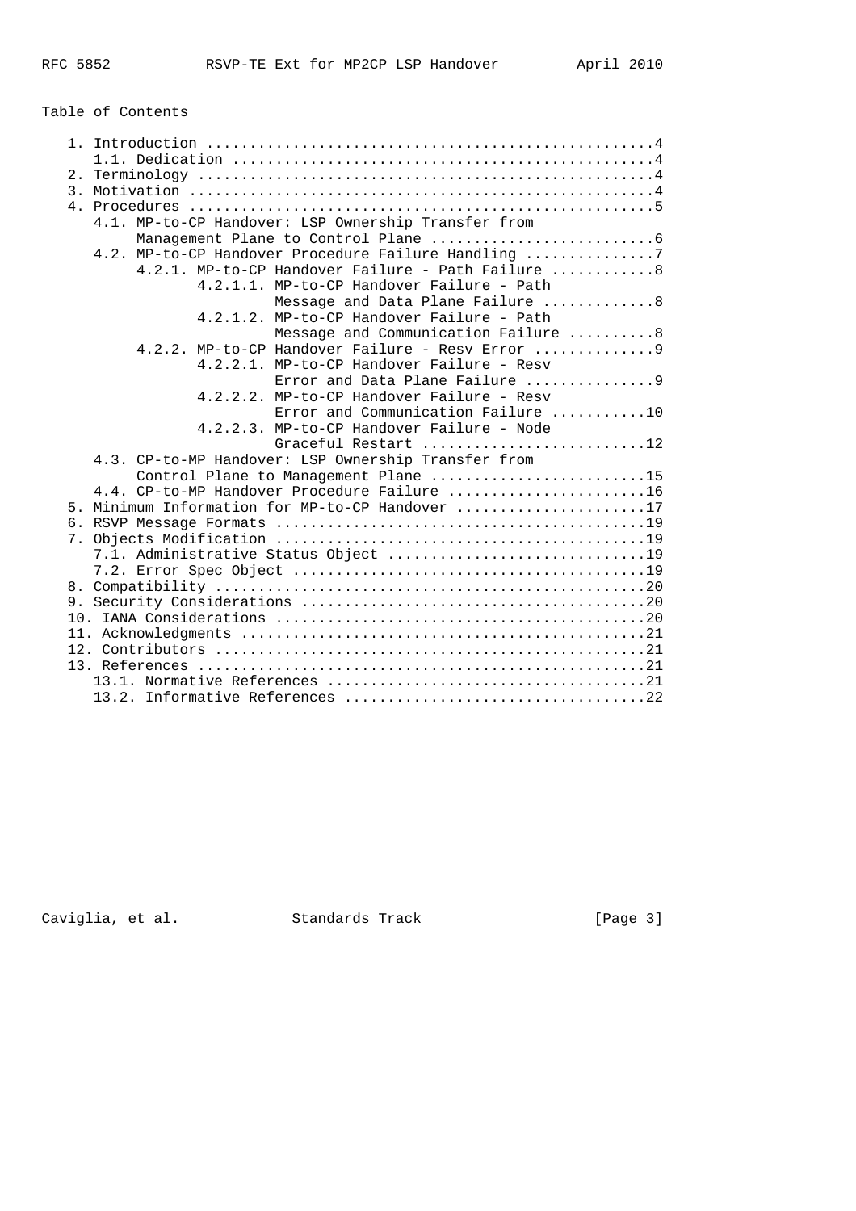Table of Contents

```
   1. Introduction ....................................................4
      1.1. Dedication .................................................4
   2. Terminology .....................................................4
   3. Motivation ......................................................4
   4. Procedures ......................................................5
      4.1. MP-to-CP Handover: LSP Ownership Transfer from
           Management Plane to Control Plane ..........................6
      4.2. MP-to-CP Handover Procedure Failure Handling ...............7
           4.2.1. MP-to-CP Handover Failure - Path Failure ............8
                  4.2.1.1. MP-to-CP Handover Failure - Path
                           Message and Data Plane Failure .............8
                  4.2.1.2. MP-to-CP Handover Failure - Path
                           Message and Communication Failure ..........8
           4.2.2. MP-to-CP Handover Failure - Resv Error ..............9
                  4.2.2.1. MP-to-CP Handover Failure - Resv
                           Error and Data Plane Failure ...............9
                  4.2.2.2. MP-to-CP Handover Failure - Resv
                           Error and Communication Failure ...........10
                  4.2.2.3. MP-to-CP Handover Failure - Node
                           Graceful Restart ..........................12
      4.3. CP-to-MP Handover: LSP Ownership Transfer from
           Control Plane to Management Plane .........................15
      4.4. CP-to-MP Handover Procedure Failure .......................16
   5. Minimum Information for MP-to-CP Handover ......................17
   6. RSVP Message Formats ...........................................19
   7. Objects Modification ...........................................19
      7.1. Administrative Status Object ..............................19
      7.2. Error Spec Object .........................................19
   8. Compatibility ..................................................20
   9. Security Considerations ........................................20
   10. IANA Considerations ...........................................20
   11. Acknowledgments ...............................................21
   12. Contributors ..................................................21
   13. References ....................................................21
      13.1. Normative References .....................................21
      13.2. Informative References ...................................22
```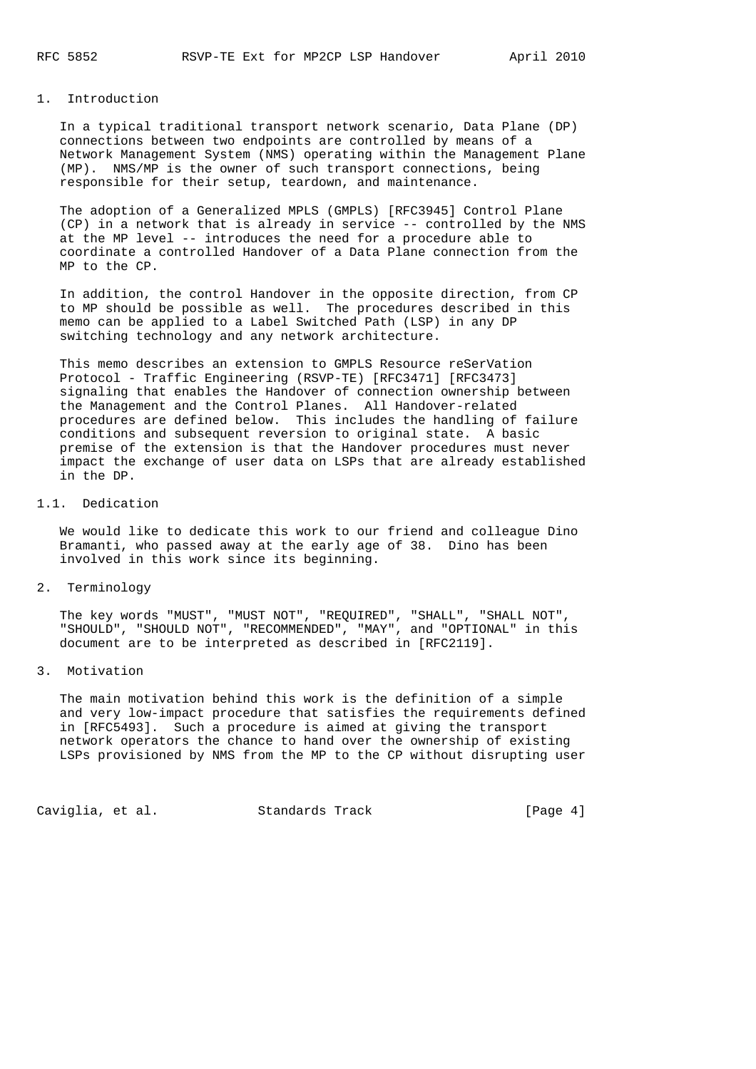# 1. Introduction

In a typical traditional transport network scenario, Data Plane (DP) connections between two endpoints are controlled by means of a Network Management System (NMS) operating within the Management Plane (MP). NMS/MP is the owner of such transport connections, being responsible for their setup, teardown, and maintenance.

The adoption of a Generalized MPLS (GMPLS) [RFC3945] Control Plane (CP) in a network that is already in service -- controlled by the NMS at the MP level -- introduces the need for a procedure able to coordinate a controlled Handover of a Data Plane connection from the MP to the CP.

In addition, the control Handover in the opposite direction, from CP to MP should be possible as well. The procedures described in this memo can be applied to a Label Switched Path (LSP) in any DP switching technology and any network architecture.

This memo describes an extension to GMPLS Resource reSerVation Protocol - Traffic Engineering (RSVP-TE) [RFC3471] [RFC3473] signaling that enables the Handover of connection ownership between the Management and the Control Planes. All Handover-related procedures are defined below. This includes the handling of failure conditions and subsequent reversion to original state. A basic premise of the extension is that the Handover procedures must never impact the exchange of user data on LSPs that are already established in the DP.

## 1.1. Dedication

We would like to dedicate this work to our friend and colleague Dino Bramanti, who passed away at the early age of 38. Dino has been involved in this work since its beginning.

# 2. Terminology

The key words "MUST", "MUST NOT", "REQUIRED", "SHALL", "SHALL NOT", "SHOULD", "SHOULD NOT", "RECOMMENDED", "MAY", and "OPTIONAL" in this document are to be interpreted as described in [RFC2119].

# 3. Motivation

The main motivation behind this work is the definition of a simple and very low-impact procedure that satisfies the requirements defined in [RFC5493]. Such a procedure is aimed at giving the transport network operators the chance to hand over the ownership of existing LSPs provisioned by NMS from the MP to the CP without disrupting user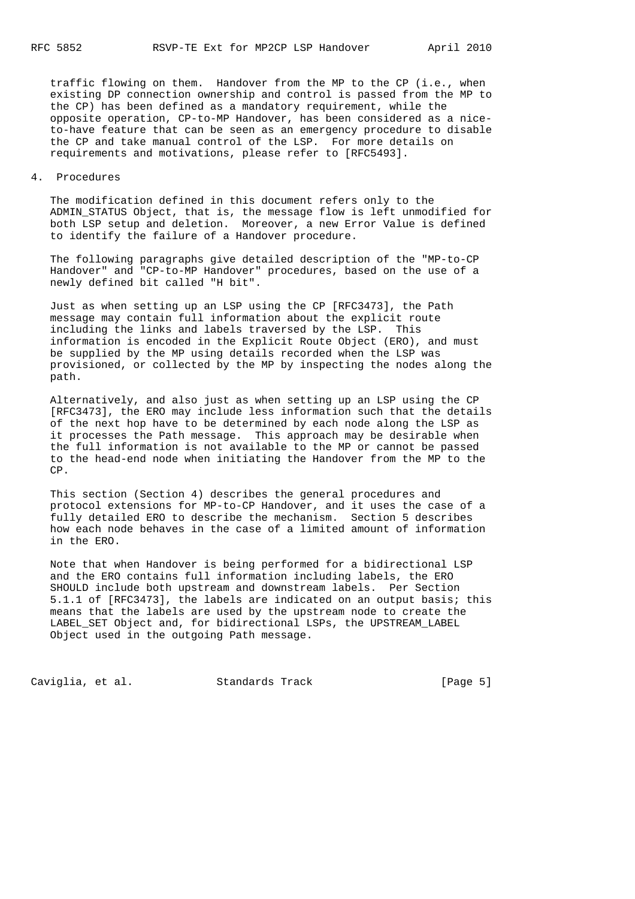traffic flowing on them. Handover from the MP to the CP (i.e., when existing DP connection ownership and control is passed from the MP to the CP) has been defined as a mandatory requirement, while the opposite operation, CP-to-MP Handover, has been considered as a nice-to-have feature that can be seen as an emergency procedure to disable the CP and take manual control of the LSP. For more details on requirements and motivations, please refer to [RFC5493].

## 4. Procedures

The modification defined in this document refers only to the ADMIN_STATUS Object, that is, the message flow is left unmodified for both LSP setup and deletion. Moreover, a new Error Value is defined to identify the failure of a Handover procedure.

The following paragraphs give detailed description of the "MP-to-CP Handover" and "CP-to-MP Handover" procedures, based on the use of a newly defined bit called "H bit".

Just as when setting up an LSP using the CP [RFC3473], the Path message may contain full information about the explicit route including the links and labels traversed by the LSP. This information is encoded in the Explicit Route Object (ERO), and must be supplied by the MP using details recorded when the LSP was provisioned, or collected by the MP by inspecting the nodes along the path.

Alternatively, and also just as when setting up an LSP using the CP [RFC3473], the ERO may include less information such that the details of the next hop have to be determined by each node along the LSP as it processes the Path message. This approach may be desirable when the full information is not available to the MP or cannot be passed to the head-end node when initiating the Handover from the MP to the CP.

This section (Section 4) describes the general procedures and protocol extensions for MP-to-CP Handover, and it uses the case of a fully detailed ERO to describe the mechanism. Section 5 describes how each node behaves in the case of a limited amount of information in the ERO.

Note that when Handover is being performed for a bidirectional LSP and the ERO contains full information including labels, the ERO SHOULD include both upstream and downstream labels. Per Section 5.1.1 of [RFC3473], the labels are indicated on an output basis; this means that the labels are used by the upstream node to create the LABEL_SET Object and, for bidirectional LSPs, the UPSTREAM_LABEL Object used in the outgoing Path message.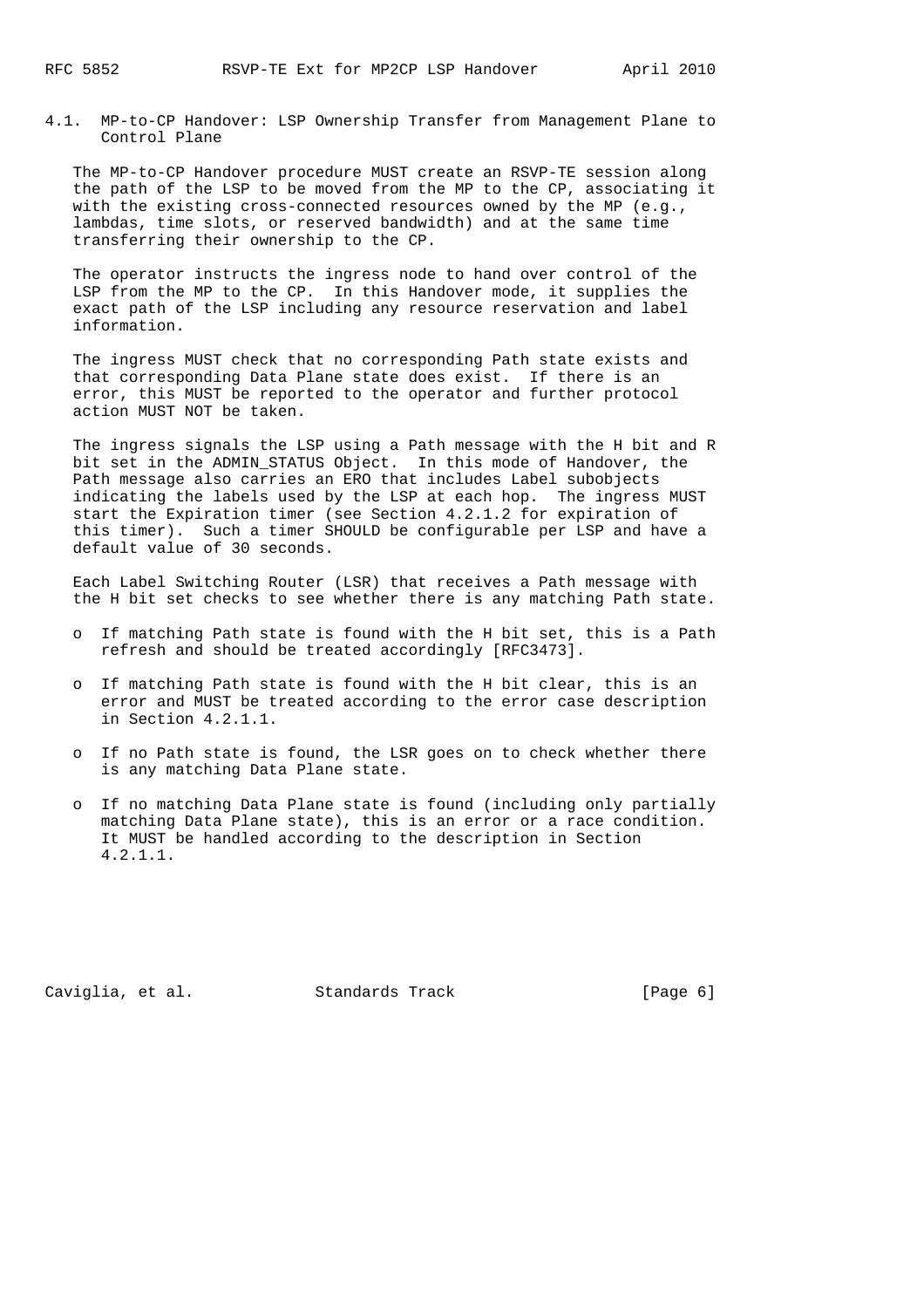### 4.1. MP-to-CP Handover: LSP Ownership Transfer from Management Plane to Control Plane

The MP-to-CP Handover procedure MUST create an RSVP-TE session along the path of the LSP to be moved from the MP to the CP, associating it with the existing cross-connected resources owned by the MP (e.g., lambdas, time slots, or reserved bandwidth) and at the same time transferring their ownership to the CP.

The operator instructs the ingress node to hand over control of the LSP from the MP to the CP. In this Handover mode, it supplies the exact path of the LSP including any resource reservation and label information.

The ingress MUST check that no corresponding Path state exists and that corresponding Data Plane state does exist. If there is an error, this MUST be reported to the operator and further protocol action MUST NOT be taken.

The ingress signals the LSP using a Path message with the H bit and R bit set in the ADMIN_STATUS Object. In this mode of Handover, the Path message also carries an ERO that includes Label subobjects indicating the labels used by the LSP at each hop. The ingress MUST start the Expiration timer (see Section 4.2.1.2 for expiration of this timer). Such a timer SHOULD be configurable per LSP and have a default value of 30 seconds.

Each Label Switching Router (LSR) that receives a Path message with the H bit set checks to see whether there is any matching Path state.

- If matching Path state is found with the H bit set, this is a Path refresh and should be treated accordingly [RFC3473].
- If matching Path state is found with the H bit clear, this is an error and MUST be treated according to the error case description in Section 4.2.1.1.
- If no Path state is found, the LSR goes on to check whether there is any matching Data Plane state.
- If no matching Data Plane state is found (including only partially matching Data Plane state), this is an error or a race condition. It MUST be handled according to the description in Section 4.2.1.1.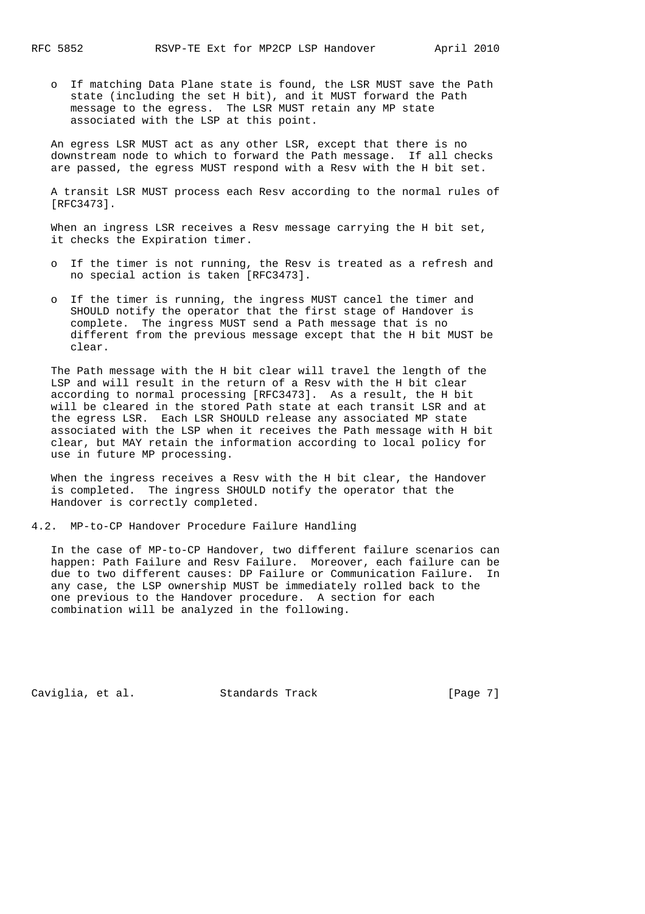- If matching Data Plane state is found, the LSR MUST save the Path state (including the set H bit), and it MUST forward the Path message to the egress. The LSR MUST retain any MP state associated with the LSP at this point.

An egress LSR MUST act as any other LSR, except that there is no downstream node to which to forward the Path message. If all checks are passed, the egress MUST respond with a Resv with the H bit set.

A transit LSR MUST process each Resv according to the normal rules of [RFC3473].

When an ingress LSR receives a Resv message carrying the H bit set, it checks the Expiration timer.

- If the timer is not running, the Resv is treated as a refresh and no special action is taken [RFC3473].

- If the timer is running, the ingress MUST cancel the timer and SHOULD notify the operator that the first stage of Handover is complete. The ingress MUST send a Path message that is no different from the previous message except that the H bit MUST be clear.

The Path message with the H bit clear will travel the length of the LSP and will result in the return of a Resv with the H bit clear according to normal processing [RFC3473]. As a result, the H bit will be cleared in the stored Path state at each transit LSR and at the egress LSR. Each LSR SHOULD release any associated MP state associated with the LSP when it receives the Path message with H bit clear, but MAY retain the information according to local policy for use in future MP processing.

When the ingress receives a Resv with the H bit clear, the Handover is completed. The ingress SHOULD notify the operator that the Handover is correctly completed.

### 4.2. MP-to-CP Handover Procedure Failure Handling

In the case of MP-to-CP Handover, two different failure scenarios can happen: Path Failure and Resv Failure. Moreover, each failure can be due to two different causes: DP Failure or Communication Failure. In any case, the LSP ownership MUST be immediately rolled back to the one previous to the Handover procedure. A section for each combination will be analyzed in the following.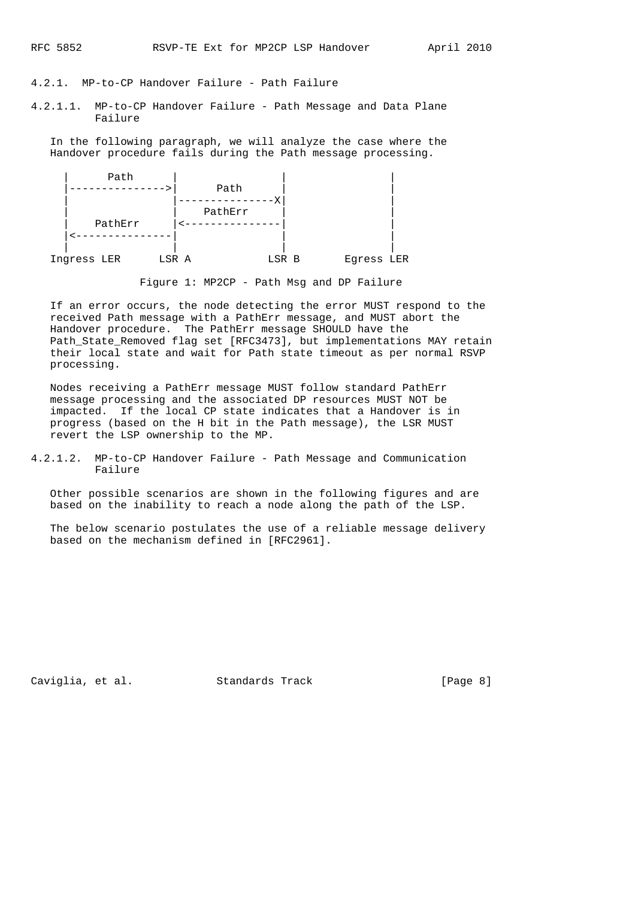#### 4.2.1. MP-to-CP Handover Failure - Path Failure

##### 4.2.1.1. MP-to-CP Handover Failure - Path Message and Data Plane Failure

In the following paragraph, we will analyze the case where the Handover procedure fails during the Path message processing.

```
     |      Path      |               |               |
     |--------------->|      Path     |               |
     |                |---------------X|               |
     |                |    PathErr    |               |
     |    PathErr     |<--------------|               |
     |<---------------|               |               |
     |                |               |               |
  Ingress LER       LSR A           LSR B       Egress LER
```

Figure 1: MP2CP - Path Msg and DP Failure

If an error occurs, the node detecting the error MUST respond to the received Path message with a PathErr message, and MUST abort the Handover procedure. The PathErr message SHOULD have the Path_State_Removed flag set [RFC3473], but implementations MAY retain their local state and wait for Path state timeout as per normal RSVP processing.

Nodes receiving a PathErr message MUST follow standard PathErr message processing and the associated DP resources MUST NOT be impacted. If the local CP state indicates that a Handover is in progress (based on the H bit in the Path message), the LSR MUST revert the LSP ownership to the MP.

##### 4.2.1.2. MP-to-CP Handover Failure - Path Message and Communication Failure

Other possible scenarios are shown in the following figures and are based on the inability to reach a node along the path of the LSP.

The below scenario postulates the use of a reliable message delivery based on the mechanism defined in [RFC2961].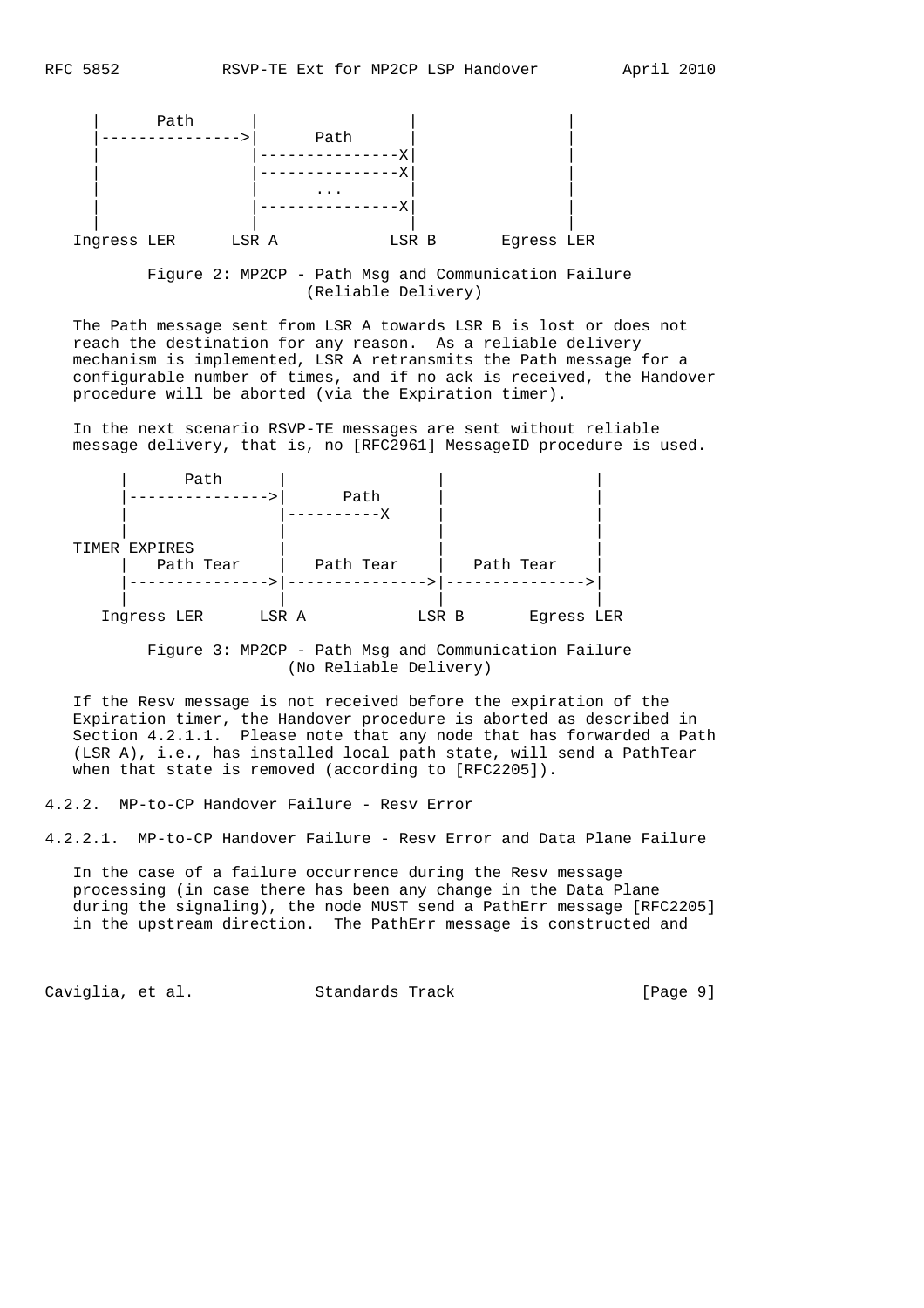```
      |      Path      |                |               |
      |--------------->|      Path      |               |
      |                |---------------X|               |
      |                |---------------X|               |
      |                |       ...      |               |
      |                |---------------X|               |
      |                |                |               |
   Ingress LER       LSR A            LSR B       Egress LER
```

Figure 2: MP2CP - Path Msg and Communication Failure (Reliable Delivery)

The Path message sent from LSR A towards LSR B is lost or does not reach the destination for any reason. As a reliable delivery mechanism is implemented, LSR A retransmits the Path message for a configurable number of times, and if no ack is received, the Handover procedure will be aborted (via the Expiration timer).

In the next scenario RSVP-TE messages are sent without reliable message delivery, that is, no [RFC2961] MessageID procedure is used.

```
      |      Path      |                |               |
      |--------------->|      Path      |               |
      |                |----------X     |               |
      |                |                |               |
   TIMER EXPIRES       |                |               |
      |   Path Tear    |   Path Tear    |   Path Tear   |
      |--------------->|--------------->|--------------->|
      |                |                |               |
   Ingress LER       LSR A            LSR B       Egress LER
```

Figure 3: MP2CP - Path Msg and Communication Failure (No Reliable Delivery)

If the Resv message is not received before the expiration of the Expiration timer, the Handover procedure is aborted as described in Section 4.2.1.1. Please note that any node that has forwarded a Path (LSR A), i.e., has installed local path state, will send a PathTear when that state is removed (according to [RFC2205]).

### 4.2.2. MP-to-CP Handover Failure - Resv Error

#### 4.2.2.1. MP-to-CP Handover Failure - Resv Error and Data Plane Failure

In the case of a failure occurrence during the Resv message processing (in case there has been any change in the Data Plane during the signaling), the node MUST send a PathErr message [RFC2205] in the upstream direction. The PathErr message is constructed and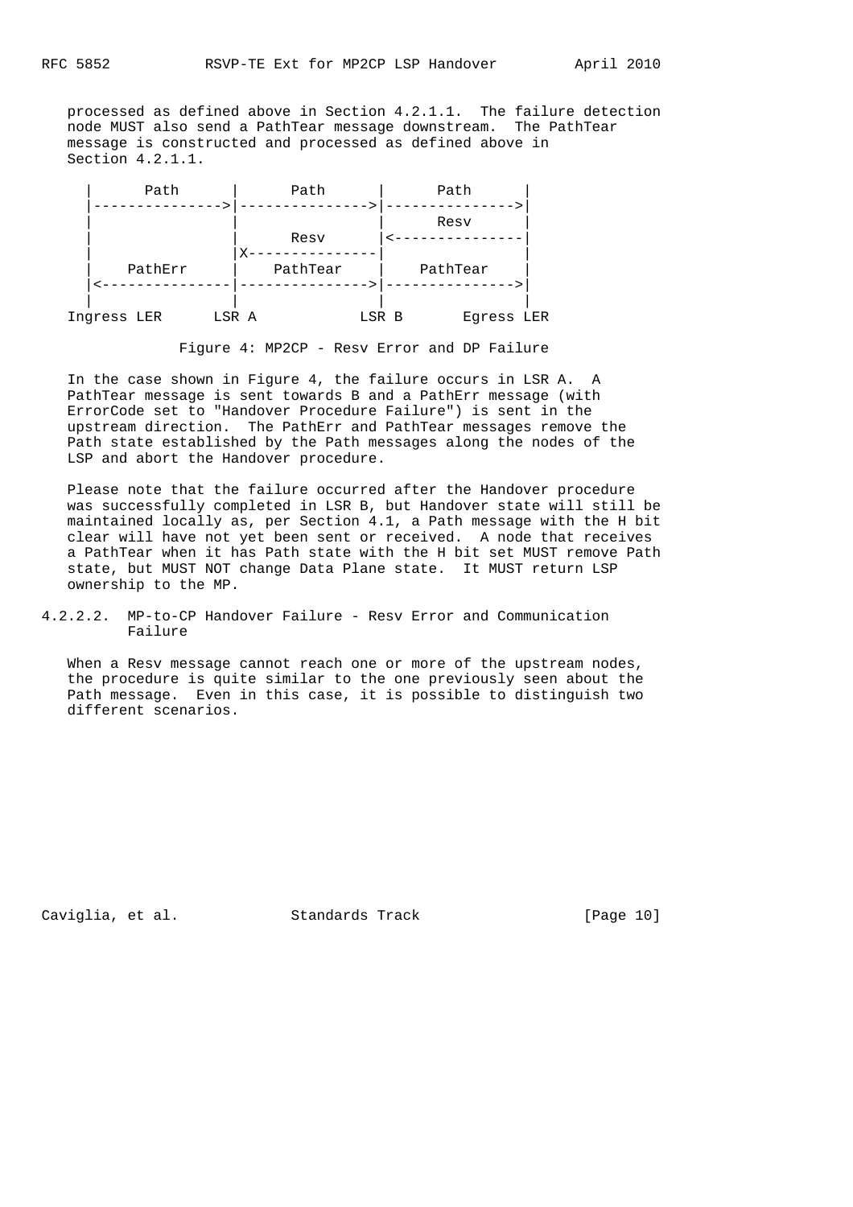processed as defined above in Section 4.2.1.1. The failure detection node MUST also send a PathTear message downstream. The PathTear message is constructed and processed as defined above in Section 4.2.1.1.

```
   |      Path      |      Path      |      Path      |
   |--------------->|--------------->|--------------->|
   |                |                |      Resv      |
   |                |      Resv      |<---------------|
   |                |X---------------|                |
   |    PathErr     |    PathTear    |    PathTear    |
   |<---------------|--------------->|--------------->|
   |                |                |                |
Ingress LER       LSR A            LSR B       Egress LER
```

Figure 4: MP2CP - Resv Error and DP Failure

In the case shown in Figure 4, the failure occurs in LSR A. A PathTear message is sent towards B and a PathErr message (with ErrorCode set to "Handover Procedure Failure") is sent in the upstream direction. The PathErr and PathTear messages remove the Path state established by the Path messages along the nodes of the LSP and abort the Handover procedure.

Please note that the failure occurred after the Handover procedure was successfully completed in LSR B, but Handover state will still be maintained locally as, per Section 4.1, a Path message with the H bit clear will have not yet been sent or received. A node that receives a PathTear when it has Path state with the H bit set MUST remove Path state, but MUST NOT change Data Plane state. It MUST return LSP ownership to the MP.

#### 4.2.2.2. MP-to-CP Handover Failure - Resv Error and Communication Failure

When a Resv message cannot reach one or more of the upstream nodes, the procedure is quite similar to the one previously seen about the Path message. Even in this case, it is possible to distinguish two different scenarios.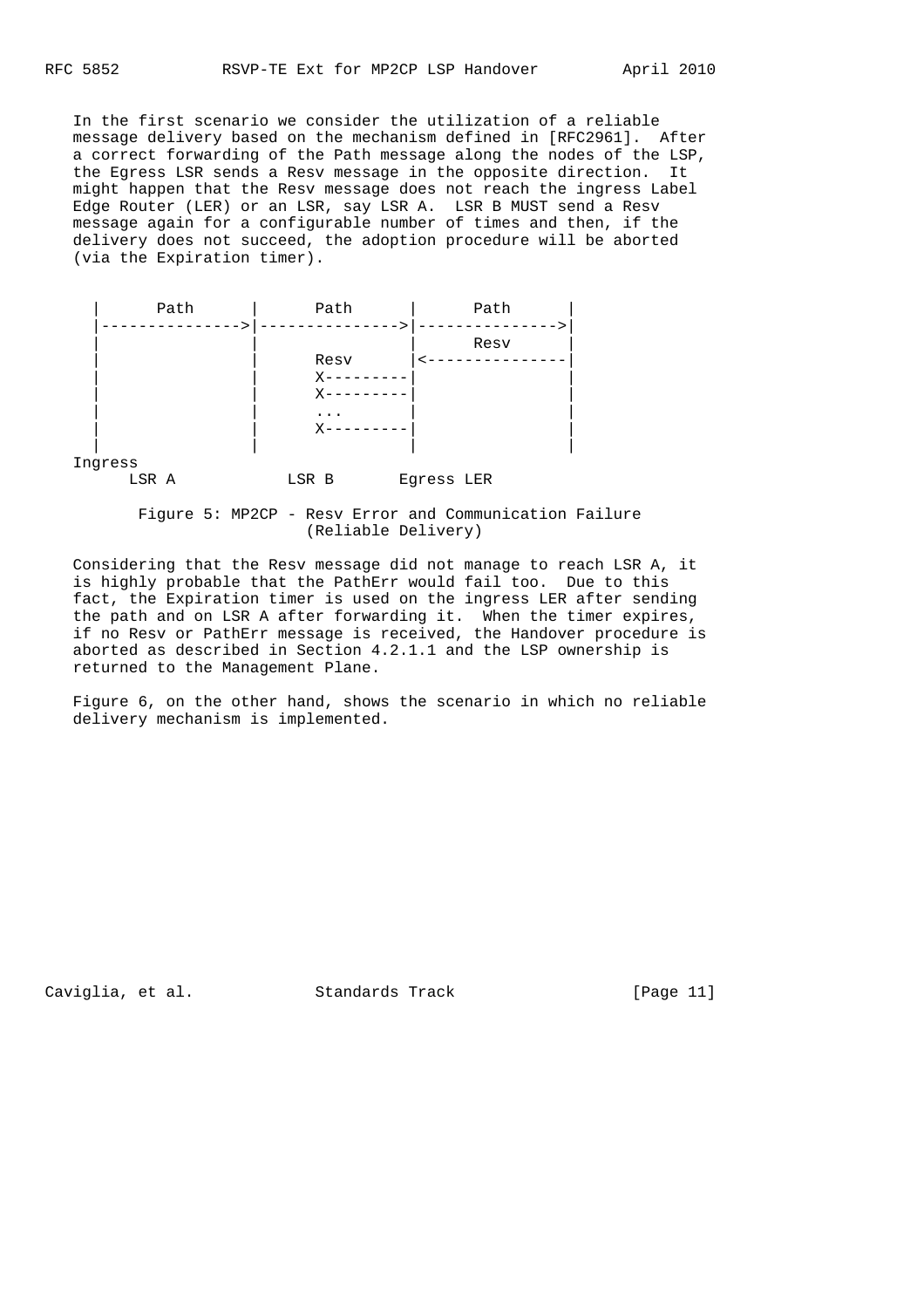In the first scenario we consider the utilization of a reliable message delivery based on the mechanism defined in [RFC2961]. After a correct forwarding of the Path message along the nodes of the LSP, the Egress LSR sends a Resv message in the opposite direction. It might happen that the Resv message does not reach the ingress Label Edge Router (LER) or an LSR, say LSR A. LSR B MUST send a Resv message again for a configurable number of times and then, if the delivery does not succeed, the adoption procedure will be aborted (via the Expiration timer).

```
   |      Path      |      Path      |      Path      |
   |--------------->|--------------->|--------------->|
   |                |                |      Resv      |
   |                |      Resv      |<---------------|
   |                |      X---------|                |
   |                |      X---------|                |
   |                |      ...       |                |
   |                |      X---------|                |
   |                |                |                |
 Ingress
      LSR A            LSR B       Egress LER
```

Figure 5: MP2CP - Resv Error and Communication Failure (Reliable Delivery)

Considering that the Resv message did not manage to reach LSR A, it is highly probable that the PathErr would fail too. Due to this fact, the Expiration timer is used on the ingress LER after sending the path and on LSR A after forwarding it. When the timer expires, if no Resv or PathErr message is received, the Handover procedure is aborted as described in Section 4.2.1.1 and the LSP ownership is returned to the Management Plane.

Figure 6, on the other hand, shows the scenario in which no reliable delivery mechanism is implemented.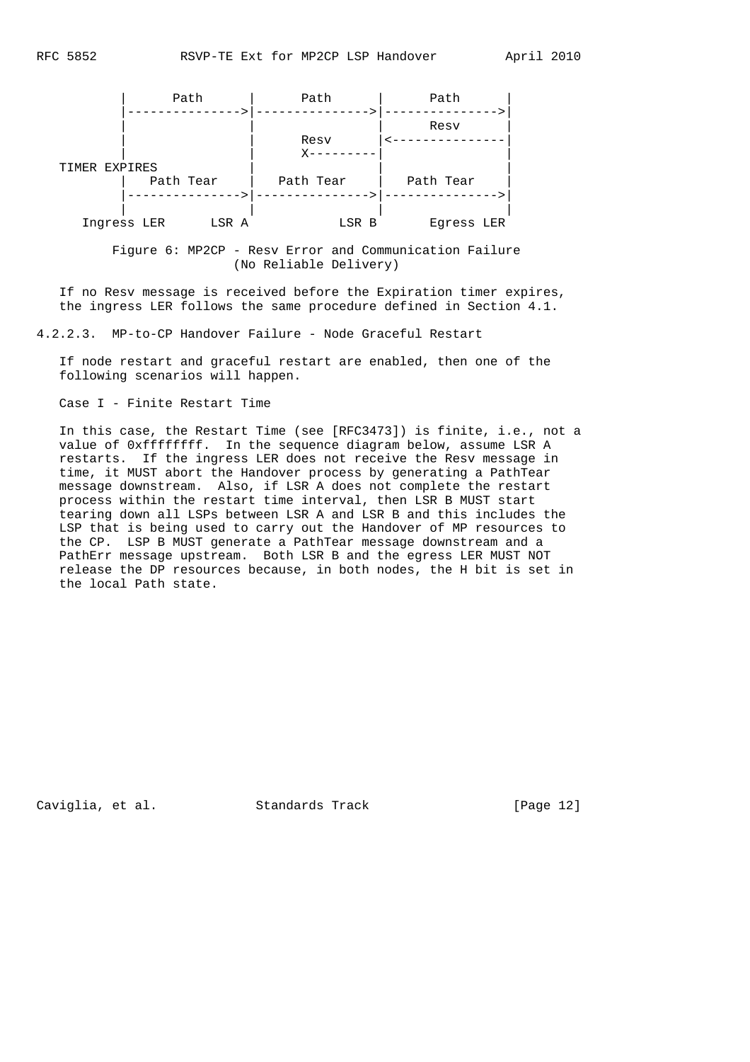```
         |      Path      |      Path      |      Path      |
         |--------------->|--------------->|--------------->|
         |                |                |      Resv      |
         |                |      Resv      |<---------------|
         |                |      X---------|                |
   TIMER EXPIRES          |                |                |
         |   Path Tear    |   Path Tear    |   Path Tear    |
         |--------------->|--------------->|--------------->|
         |                |                |                |
     Ingress LER      LSR A            LSR B       Egress LER
```

Figure 6: MP2CP - Resv Error and Communication Failure (No Reliable Delivery)

If no Resv message is received before the Expiration timer expires, the ingress LER follows the same procedure defined in Section 4.1.

#### 4.2.2.3. MP-to-CP Handover Failure - Node Graceful Restart

If node restart and graceful restart are enabled, then one of the following scenarios will happen.

Case I - Finite Restart Time

In this case, the Restart Time (see [RFC3473]) is finite, i.e., not a value of 0xffffffff. In the sequence diagram below, assume LSR A restarts. If the ingress LER does not receive the Resv message in time, it MUST abort the Handover process by generating a PathTear message downstream. Also, if LSR A does not complete the restart process within the restart time interval, then LSR B MUST start tearing down all LSPs between LSR A and LSR B and this includes the LSP that is being used to carry out the Handover of MP resources to the CP. LSP B MUST generate a PathTear message downstream and a PathErr message upstream. Both LSR B and the egress LER MUST NOT release the DP resources because, in both nodes, the H bit is set in the local Path state.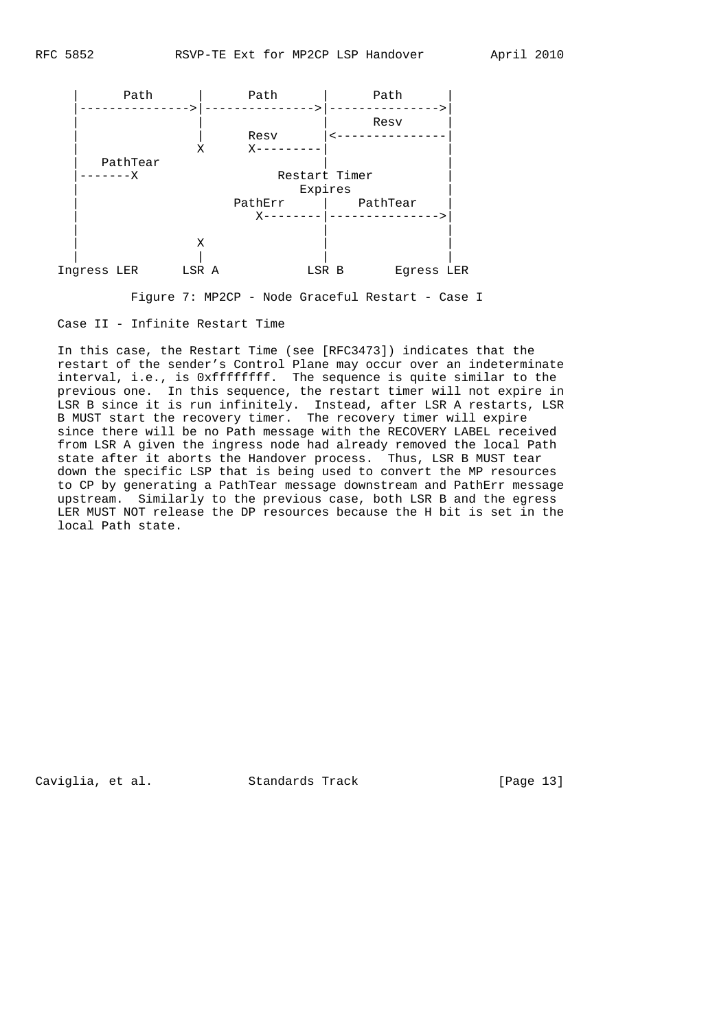```
      |      Path       |      Path       |      Path       |
      |---------------->|---------------->|---------------->|
      |                 |                 |      Resv       |
      |                 |      Resv       |<----------------|
      |                 X      X----------|                 |
      |   PathTear                        |                 |
      |-------X                   Restart Timer             |
      |                              Expires                |
      |                     PathErr       |    PathTear     |
      |                        X----------|---------------->|
      |                                   |                 |
      |                 X                 |                 |
      |                 |                 |                 |
  Ingress LER         LSR A             LSR B        Egress LER
```

Figure 7: MP2CP - Node Graceful Restart - Case I

Case II - Infinite Restart Time

In this case, the Restart Time (see [RFC3473]) indicates that the restart of the sender's Control Plane may occur over an indeterminate interval, i.e., is 0xffffffff. The sequence is quite similar to the previous one. In this sequence, the restart timer will not expire in LSR B since it is run infinitely. Instead, after LSR A restarts, LSR B MUST start the recovery timer. The recovery timer will expire since there will be no Path message with the RECOVERY LABEL received from LSR A given the ingress node had already removed the local Path state after it aborts the Handover process. Thus, LSR B MUST tear down the specific LSP that is being used to convert the MP resources to CP by generating a PathTear message downstream and PathErr message upstream. Similarly to the previous case, both LSR B and the egress LER MUST NOT release the DP resources because the H bit is set in the local Path state.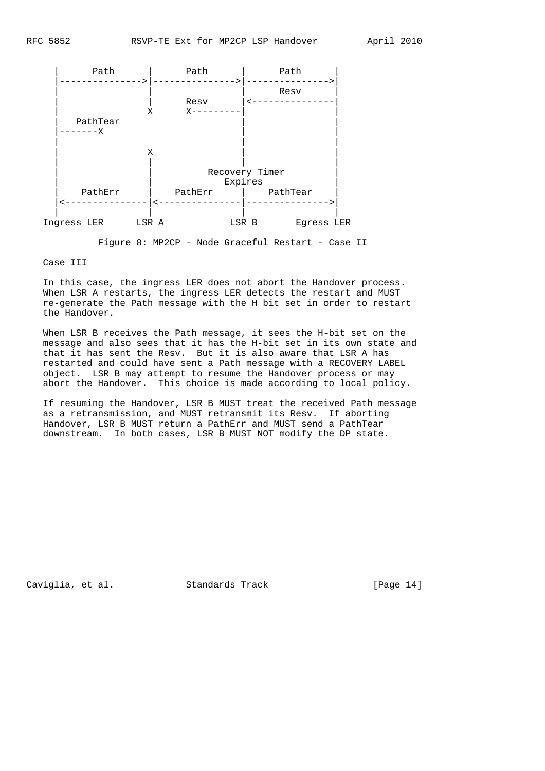```
   |      Path      |      Path      |      Path      |
   |--------------->|--------------->|--------------->|
   |                |                |      Resv      |
   |                |      Resv      |<---------------|
   |                X      X---------|                |
   |   PathTear                      |                |
   |-------X                         |                |
   |                                 |                |
   |                X                |                |
   |                |                |                |
   |                |          Recovery Timer         |
   |                |              Expires            |
   |    PathErr     |    PathErr     |    PathTear    |
   |<---------------|<---------------|--------------->|
   |                |                |                |
Ingress LER       LSR A            LSR B        Egress LER
```

Figure 8: MP2CP - Node Graceful Restart - Case II

Case III

In this case, the ingress LER does not abort the Handover process. When LSR A restarts, the ingress LER detects the restart and MUST re-generate the Path message with the H bit set in order to restart the Handover.

When LSR B receives the Path message, it sees the H-bit set on the message and also sees that it has the H-bit set in its own state and that it has sent the Resv. But it is also aware that LSR A has restarted and could have sent a Path message with a RECOVERY LABEL object. LSR B may attempt to resume the Handover process or may abort the Handover. This choice is made according to local policy.

If resuming the Handover, LSR B MUST treat the received Path message as a retransmission, and MUST retransmit its Resv. If aborting Handover, LSR B MUST return a PathErr and MUST send a PathTear downstream. In both cases, LSR B MUST NOT modify the DP state.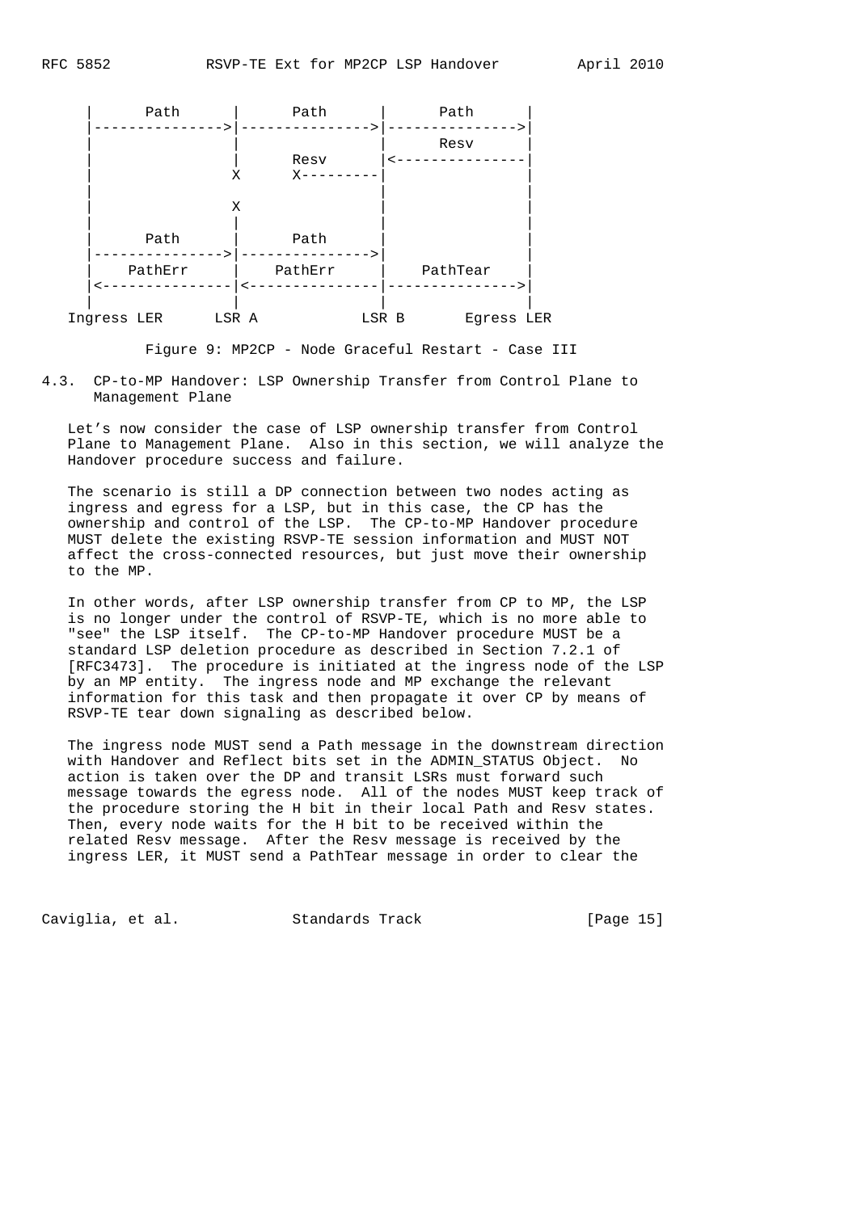```
    |      Path       |      Path       |      Path       |
    |---------------->|---------------->|---------------->|
    |                 |                 |      Resv       |
    |                 |      Resv       |<----------------|
    |                 X      X----------|                 |
    |                                   |                 |
    |                 X                 |                 |
    |                 |                 |                 |
    |      Path       |      Path       |                 |
    |---------------->|---------------->|                 |
    |    PathErr      |    PathErr      |    PathTear     |
    |<----------------|<----------------|---------------->|
    |                 |                 |                 |
 Ingress LER        LSR A             LSR B         Egress LER
```

Figure 9: MP2CP - Node Graceful Restart - Case III

### 4.3. CP-to-MP Handover: LSP Ownership Transfer from Control Plane to Management Plane

Let's now consider the case of LSP ownership transfer from Control Plane to Management Plane. Also in this section, we will analyze the Handover procedure success and failure.

The scenario is still a DP connection between two nodes acting as ingress and egress for a LSP, but in this case, the CP has the ownership and control of the LSP. The CP-to-MP Handover procedure MUST delete the existing RSVP-TE session information and MUST NOT affect the cross-connected resources, but just move their ownership to the MP.

In other words, after LSP ownership transfer from CP to MP, the LSP is no longer under the control of RSVP-TE, which is no more able to "see" the LSP itself. The CP-to-MP Handover procedure MUST be a standard LSP deletion procedure as described in Section 7.2.1 of [RFC3473]. The procedure is initiated at the ingress node of the LSP by an MP entity. The ingress node and MP exchange the relevant information for this task and then propagate it over CP by means of RSVP-TE tear down signaling as described below.

The ingress node MUST send a Path message in the downstream direction with Handover and Reflect bits set in the ADMIN_STATUS Object. No action is taken over the DP and transit LSRs must forward such message towards the egress node. All of the nodes MUST keep track of the procedure storing the H bit in their local Path and Resv states. Then, every node waits for the H bit to be received within the related Resv message. After the Resv message is received by the ingress LER, it MUST send a PathTear message in order to clear the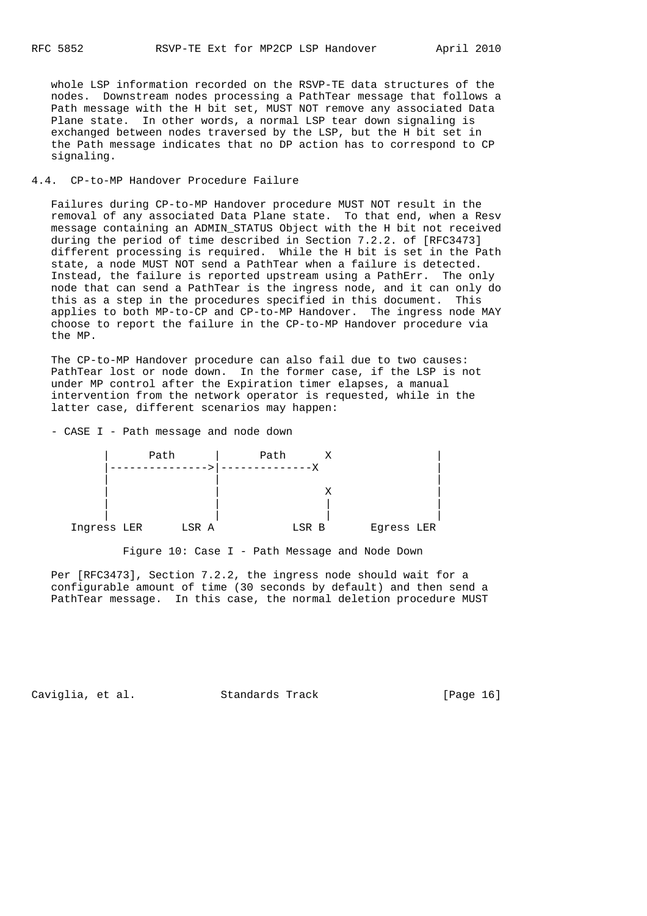whole LSP information recorded on the RSVP-TE data structures of the nodes. Downstream nodes processing a PathTear message that follows a Path message with the H bit set, MUST NOT remove any associated Data Plane state. In other words, a normal LSP tear down signaling is exchanged between nodes traversed by the LSP, but the H bit set in the Path message indicates that no DP action has to correspond to CP signaling.

### 4.4. CP-to-MP Handover Procedure Failure

Failures during CP-to-MP Handover procedure MUST NOT result in the removal of any associated Data Plane state. To that end, when a Resv message containing an ADMIN_STATUS Object with the H bit not received during the period of time described in Section 7.2.2. of [RFC3473] different processing is required. While the H bit is set in the Path state, a node MUST NOT send a PathTear when a failure is detected. Instead, the failure is reported upstream using a PathErr. The only node that can send a PathTear is the ingress node, and it can only do this as a step in the procedures specified in this document. This applies to both MP-to-CP and CP-to-MP Handover. The ingress node MAY choose to report the failure in the CP-to-MP Handover procedure via the MP.

The CP-to-MP Handover procedure can also fail due to two causes: PathTear lost or node down. In the former case, if the LSP is not under MP control after the Expiration timer elapses, a manual intervention from the network operator is requested, while in the latter case, different scenarios may happen:

- CASE I - Path message and node down

```
        |      Path      |      Path      X              |
        |--------------->|--------------X                |
        |                |                               |
        |                |              X                |
        |                |              |                |
        |                |              |                |
   Ingress LER      LSR A           LSR B       Egress LER
```

Figure 10: Case I - Path Message and Node Down

Per [RFC3473], Section 7.2.2, the ingress node should wait for a configurable amount of time (30 seconds by default) and then send a PathTear message. In this case, the normal deletion procedure MUST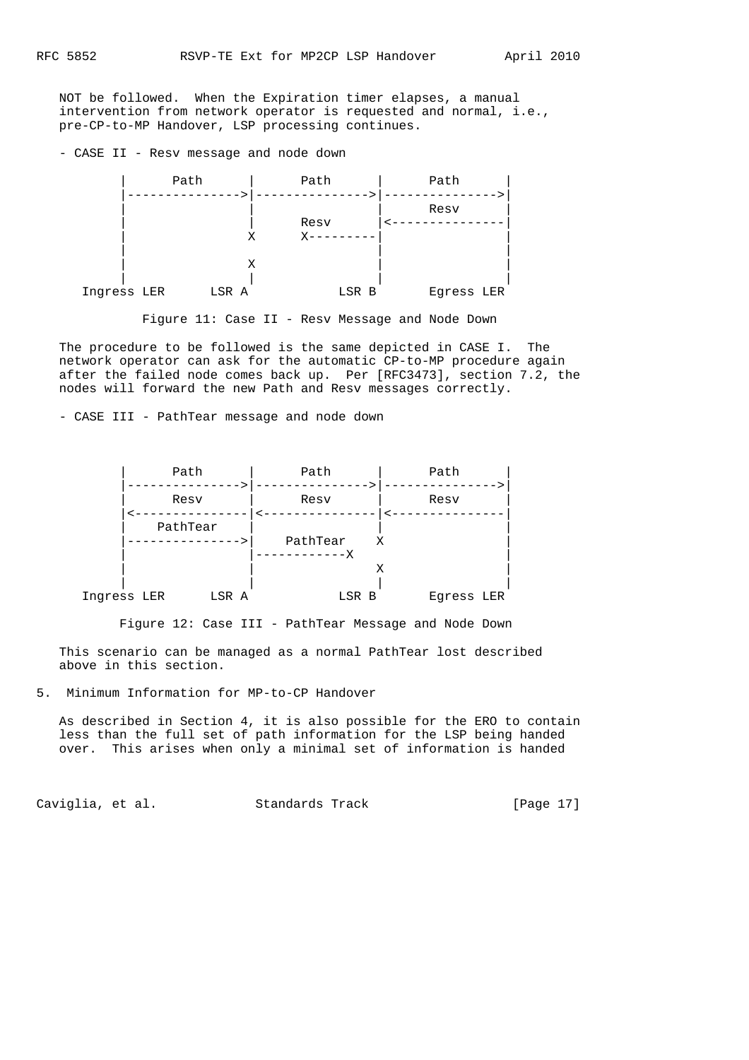NOT be followed. When the Expiration timer elapses, a manual intervention from network operator is requested and normal, i.e., pre-CP-to-MP Handover, LSP processing continues.

- CASE II - Resv message and node down

```
        |      Path      |      Path      |      Path      |
        |--------------->|--------------->|--------------->|
        |                |                |      Resv      |
        |                |      Resv      |<---------------|
        |                X      X---------|                |
        |                                 |                |
        |                X                |                |
        |                |                |                |
   Ingress LER      LSR A            LSR B       Egress LER
```

Figure 11: Case II - Resv Message and Node Down

The procedure to be followed is the same depicted in CASE I. The network operator can ask for the automatic CP-to-MP procedure again after the failed node comes back up. Per [RFC3473], section 7.2, the nodes will forward the new Path and Resv messages correctly.

- CASE III - PathTear message and node down

```
        |      Path      |      Path      |      Path      |
        |--------------->|--------------->|--------------->|
        |      Resv      |      Resv      |      Resv      |
        |<---------------|<---------------|<---------------|
        |    PathTear    |                |                |
        |--------------->|    PathTear    X                |
        |                |------------X                    |
        |                |                X                |
        |                |                |                |
   Ingress LER      LSR A            LSR B       Egress LER
```

Figure 12: Case III - PathTear Message and Node Down

This scenario can be managed as a normal PathTear lost described above in this section.

## 5. Minimum Information for MP-to-CP Handover

As described in Section 4, it is also possible for the ERO to contain less than the full set of path information for the LSP being handed over. This arises when only a minimal set of information is handed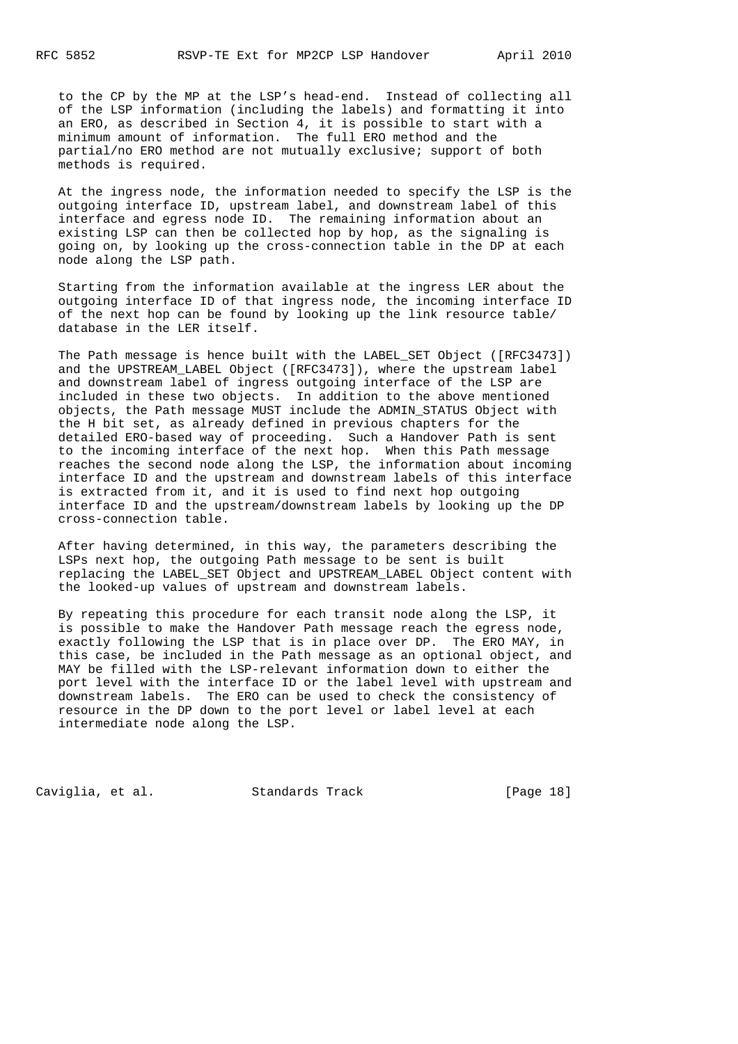to the CP by the MP at the LSP's head-end. Instead of collecting all of the LSP information (including the labels) and formatting it into an ERO, as described in Section 4, it is possible to start with a minimum amount of information. The full ERO method and the partial/no ERO method are not mutually exclusive; support of both methods is required.

At the ingress node, the information needed to specify the LSP is the outgoing interface ID, upstream label, and downstream label of this interface and egress node ID. The remaining information about an existing LSP can then be collected hop by hop, as the signaling is going on, by looking up the cross-connection table in the DP at each node along the LSP path.

Starting from the information available at the ingress LER about the outgoing interface ID of that ingress node, the incoming interface ID of the next hop can be found by looking up the link resource table/ database in the LER itself.

The Path message is hence built with the LABEL_SET Object ([RFC3473]) and the UPSTREAM_LABEL Object ([RFC3473]), where the upstream label and downstream label of ingress outgoing interface of the LSP are included in these two objects. In addition to the above mentioned objects, the Path message MUST include the ADMIN_STATUS Object with the H bit set, as already defined in previous chapters for the detailed ERO-based way of proceeding. Such a Handover Path is sent to the incoming interface of the next hop. When this Path message reaches the second node along the LSP, the information about incoming interface ID and the upstream and downstream labels of this interface is extracted from it, and it is used to find next hop outgoing interface ID and the upstream/downstream labels by looking up the DP cross-connection table.

After having determined, in this way, the parameters describing the LSPs next hop, the outgoing Path message to be sent is built replacing the LABEL_SET Object and UPSTREAM_LABEL Object content with the looked-up values of upstream and downstream labels.

By repeating this procedure for each transit node along the LSP, it is possible to make the Handover Path message reach the egress node, exactly following the LSP that is in place over DP. The ERO MAY, in this case, be included in the Path message as an optional object, and MAY be filled with the LSP-relevant information down to either the port level with the interface ID or the label level with upstream and downstream labels. The ERO can be used to check the consistency of resource in the DP down to the port level or label level at each intermediate node along the LSP.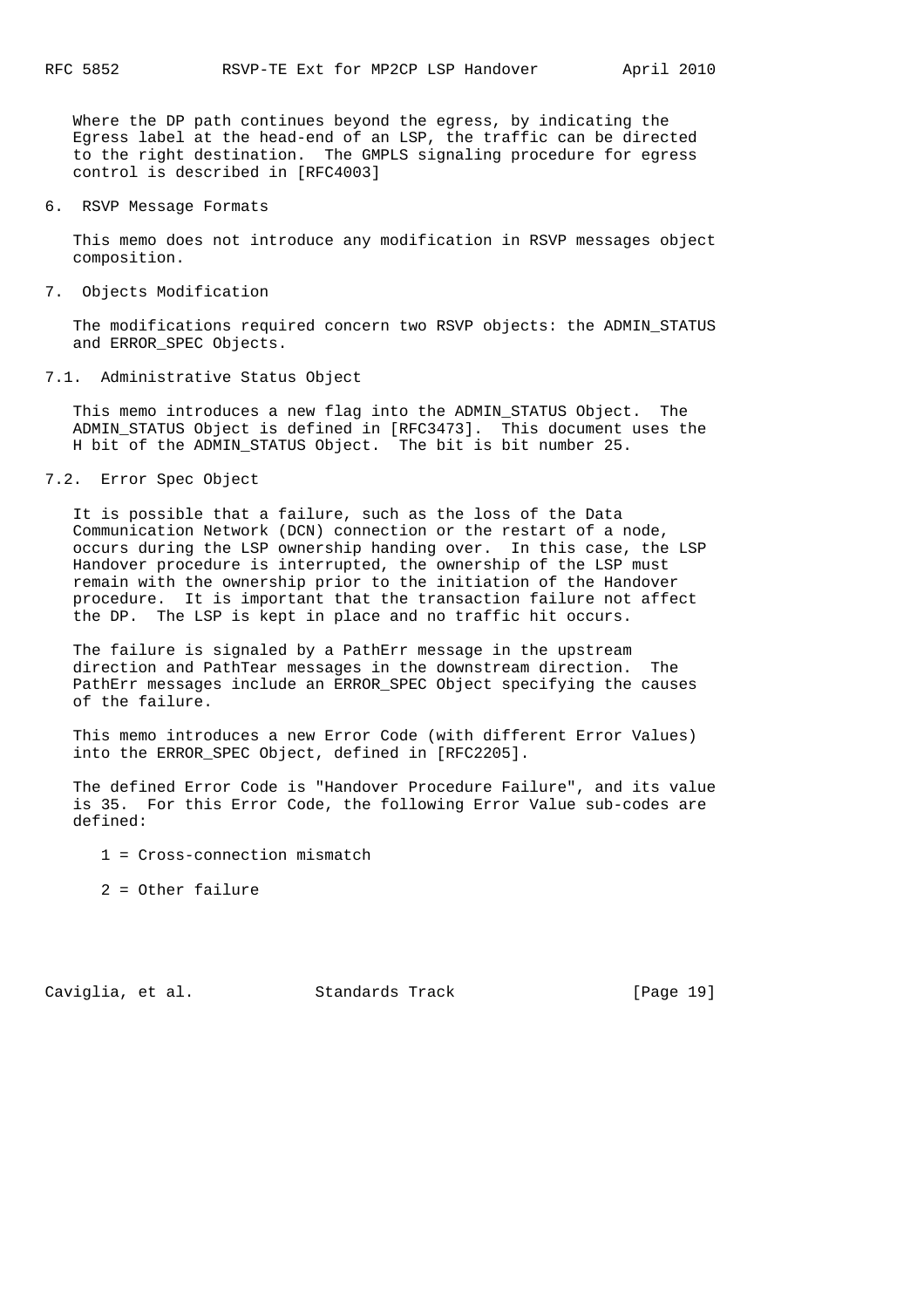Where the DP path continues beyond the egress, by indicating the Egress label at the head-end of an LSP, the traffic can be directed to the right destination. The GMPLS signaling procedure for egress control is described in [RFC4003]

## 6. RSVP Message Formats

This memo does not introduce any modification in RSVP messages object composition.

## 7. Objects Modification

The modifications required concern two RSVP objects: the ADMIN_STATUS and ERROR_SPEC Objects.

### 7.1. Administrative Status Object

This memo introduces a new flag into the ADMIN_STATUS Object. The ADMIN_STATUS Object is defined in [RFC3473]. This document uses the H bit of the ADMIN_STATUS Object. The bit is bit number 25.

### 7.2. Error Spec Object

It is possible that a failure, such as the loss of the Data Communication Network (DCN) connection or the restart of a node, occurs during the LSP ownership handing over. In this case, the LSP Handover procedure is interrupted, the ownership of the LSP must remain with the ownership prior to the initiation of the Handover procedure. It is important that the transaction failure not affect the DP. The LSP is kept in place and no traffic hit occurs.

The failure is signaled by a PathErr message in the upstream direction and PathTear messages in the downstream direction. The PathErr messages include an ERROR_SPEC Object specifying the causes of the failure.

This memo introduces a new Error Code (with different Error Values) into the ERROR_SPEC Object, defined in [RFC2205].

The defined Error Code is "Handover Procedure Failure", and its value is 35. For this Error Code, the following Error Value sub-codes are defined:

1 = Cross-connection mismatch

2 = Other failure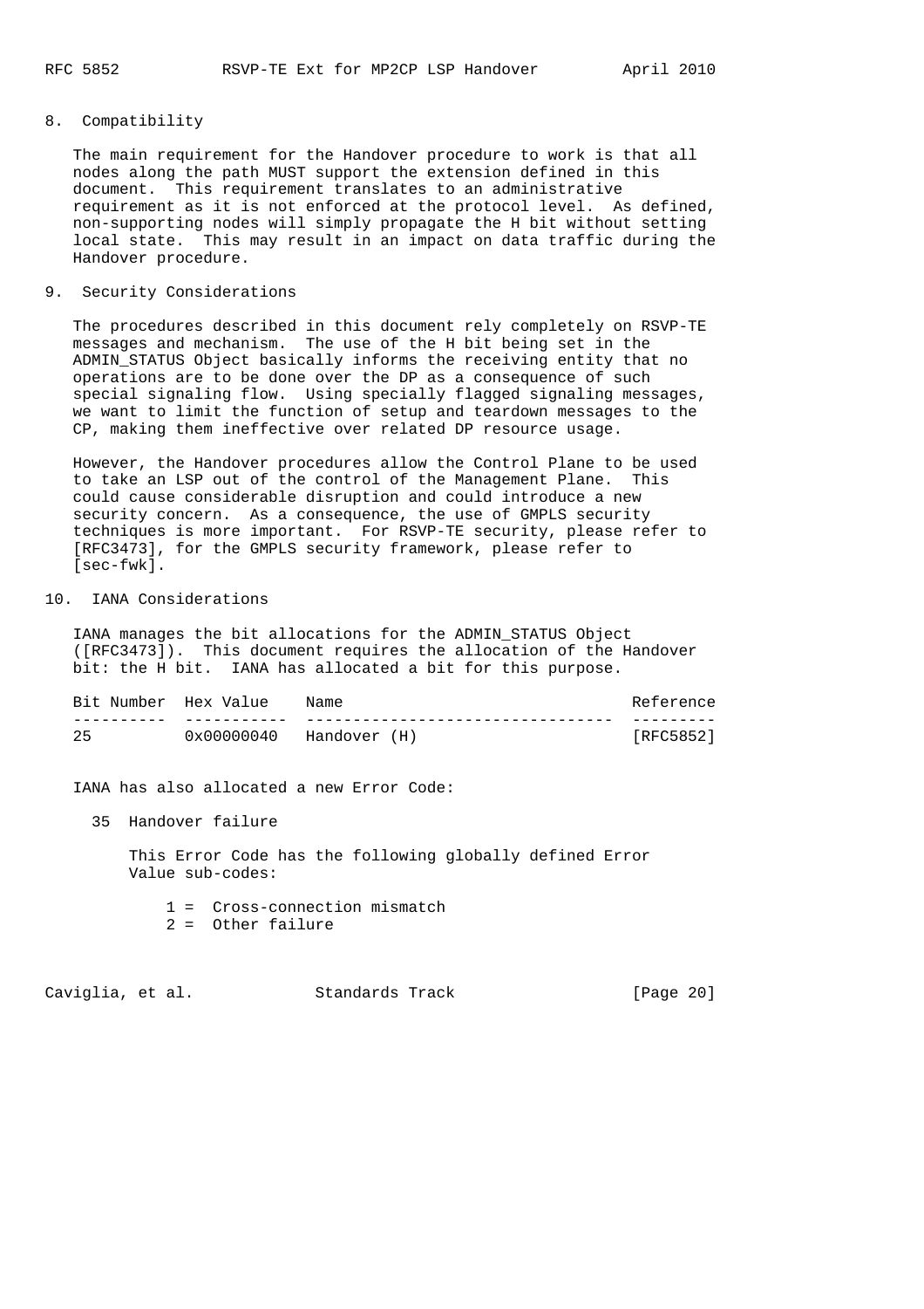## 8. Compatibility

The main requirement for the Handover procedure to work is that all nodes along the path MUST support the extension defined in this document. This requirement translates to an administrative requirement as it is not enforced at the protocol level. As defined, non-supporting nodes will simply propagate the H bit without setting local state. This may result in an impact on data traffic during the Handover procedure.

## 9. Security Considerations

The procedures described in this document rely completely on RSVP-TE messages and mechanism. The use of the H bit being set in the ADMIN_STATUS Object basically informs the receiving entity that no operations are to be done over the DP as a consequence of such special signaling flow. Using specially flagged signaling messages, we want to limit the function of setup and teardown messages to the CP, making them ineffective over related DP resource usage.

However, the Handover procedures allow the Control Plane to be used to take an LSP out of the control of the Management Plane. This could cause considerable disruption and could introduce a new security concern. As a consequence, the use of GMPLS security techniques is more important. For RSVP-TE security, please refer to [RFC3473], for the GMPLS security framework, please refer to [sec-fwk].

## 10. IANA Considerations

IANA manages the bit allocations for the ADMIN_STATUS Object ([RFC3473]). This document requires the allocation of the Handover bit: the H bit. IANA has allocated a bit for this purpose.

| Bit Number | Hex Value | Name | Reference |
|---|---|---|---|
| 25 | 0x00000040 | Handover (H) | [RFC5852] |

IANA has also allocated a new Error Code:

35 Handover failure

This Error Code has the following globally defined Error Value sub-codes:

1 = Cross-connection mismatch
2 = Other failure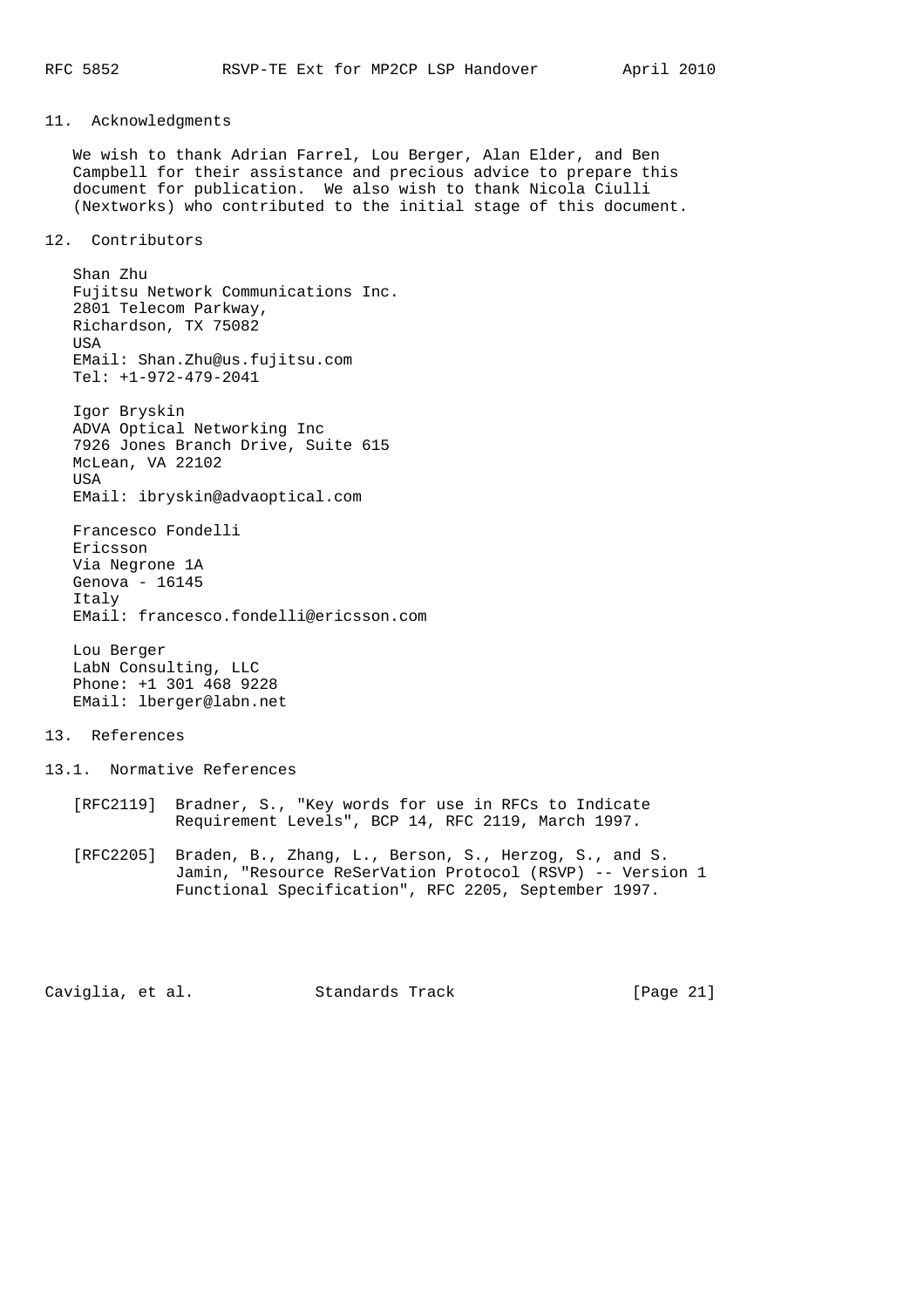## 11. Acknowledgments

We wish to thank Adrian Farrel, Lou Berger, Alan Elder, and Ben Campbell for their assistance and precious advice to prepare this document for publication. We also wish to thank Nicola Ciulli (Nextworks) who contributed to the initial stage of this document.

## 12. Contributors

Shan Zhu
Fujitsu Network Communications Inc.
2801 Telecom Parkway,
Richardson, TX 75082
USA
EMail: Shan.Zhu@us.fujitsu.com
Tel: +1-972-479-2041

Igor Bryskin
ADVA Optical Networking Inc
7926 Jones Branch Drive, Suite 615
McLean, VA 22102
USA
EMail: ibryskin@advaoptical.com

Francesco Fondelli
Ericsson
Via Negrone 1A
Genova - 16145
Italy
EMail: francesco.fondelli@ericsson.com

Lou Berger
LabN Consulting, LLC
Phone: +1 301 468 9228
EMail: lberger@labn.net

## 13. References

### 13.1. Normative References

[RFC2119] Bradner, S., "Key words for use in RFCs to Indicate Requirement Levels", BCP 14, RFC 2119, March 1997.

[RFC2205] Braden, B., Zhang, L., Berson, S., Herzog, S., and S. Jamin, "Resource ReSerVation Protocol (RSVP) -- Version 1 Functional Specification", RFC 2205, September 1997.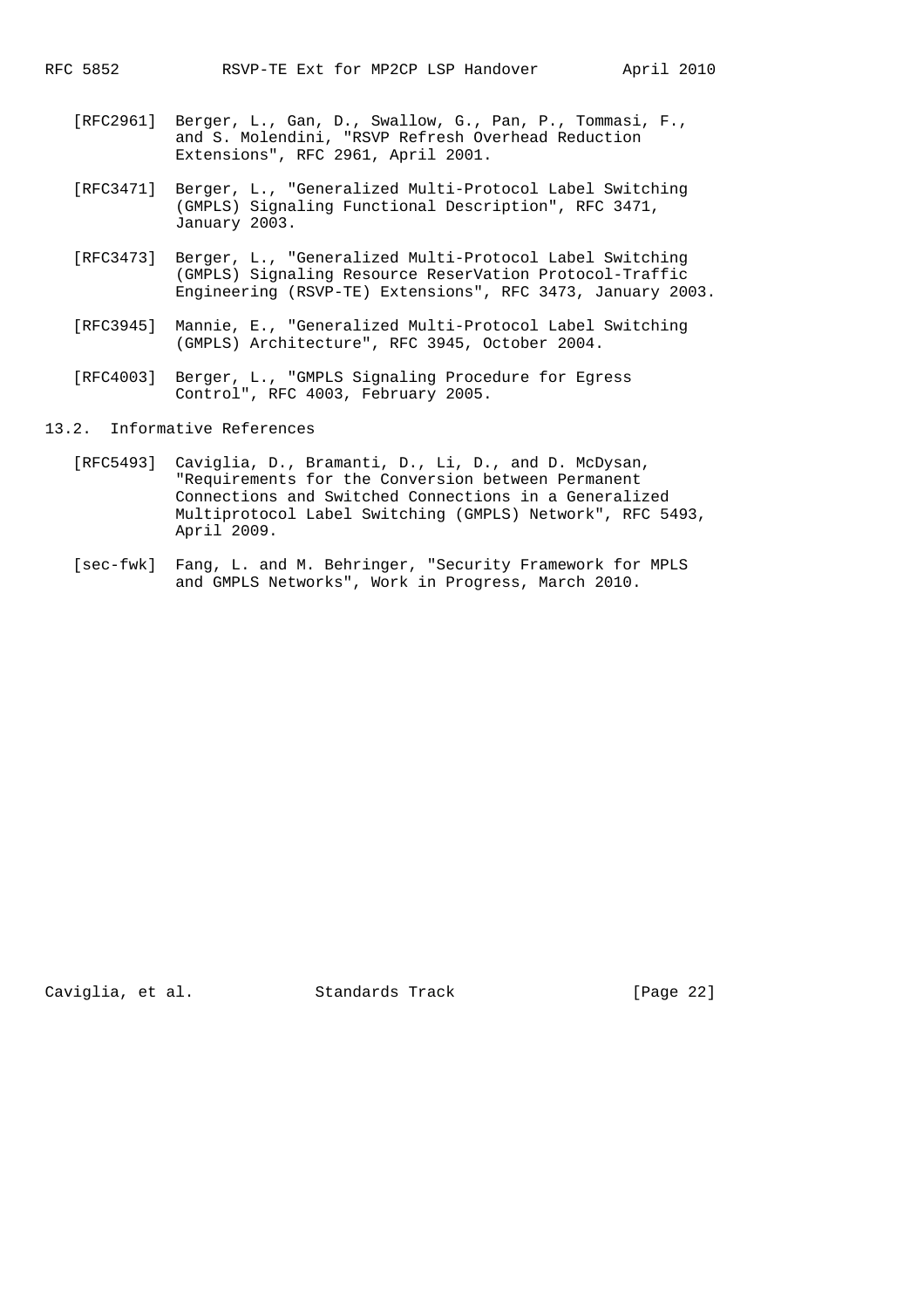[RFC2961] Berger, L., Gan, D., Swallow, G., Pan, P., Tommasi, F., and S. Molendini, "RSVP Refresh Overhead Reduction Extensions", RFC 2961, April 2001.

[RFC3471] Berger, L., "Generalized Multi-Protocol Label Switching (GMPLS) Signaling Functional Description", RFC 3471, January 2003.

[RFC3473] Berger, L., "Generalized Multi-Protocol Label Switching (GMPLS) Signaling Resource ReserVation Protocol-Traffic Engineering (RSVP-TE) Extensions", RFC 3473, January 2003.

[RFC3945] Mannie, E., "Generalized Multi-Protocol Label Switching (GMPLS) Architecture", RFC 3945, October 2004.

[RFC4003] Berger, L., "GMPLS Signaling Procedure for Egress Control", RFC 4003, February 2005.

## 13.2. Informative References

[RFC5493] Caviglia, D., Bramanti, D., Li, D., and D. McDysan, "Requirements for the Conversion between Permanent Connections and Switched Connections in a Generalized Multiprotocol Label Switching (GMPLS) Network", RFC 5493, April 2009.

[sec-fwk] Fang, L. and M. Behringer, "Security Framework for MPLS and GMPLS Networks", Work in Progress, March 2010.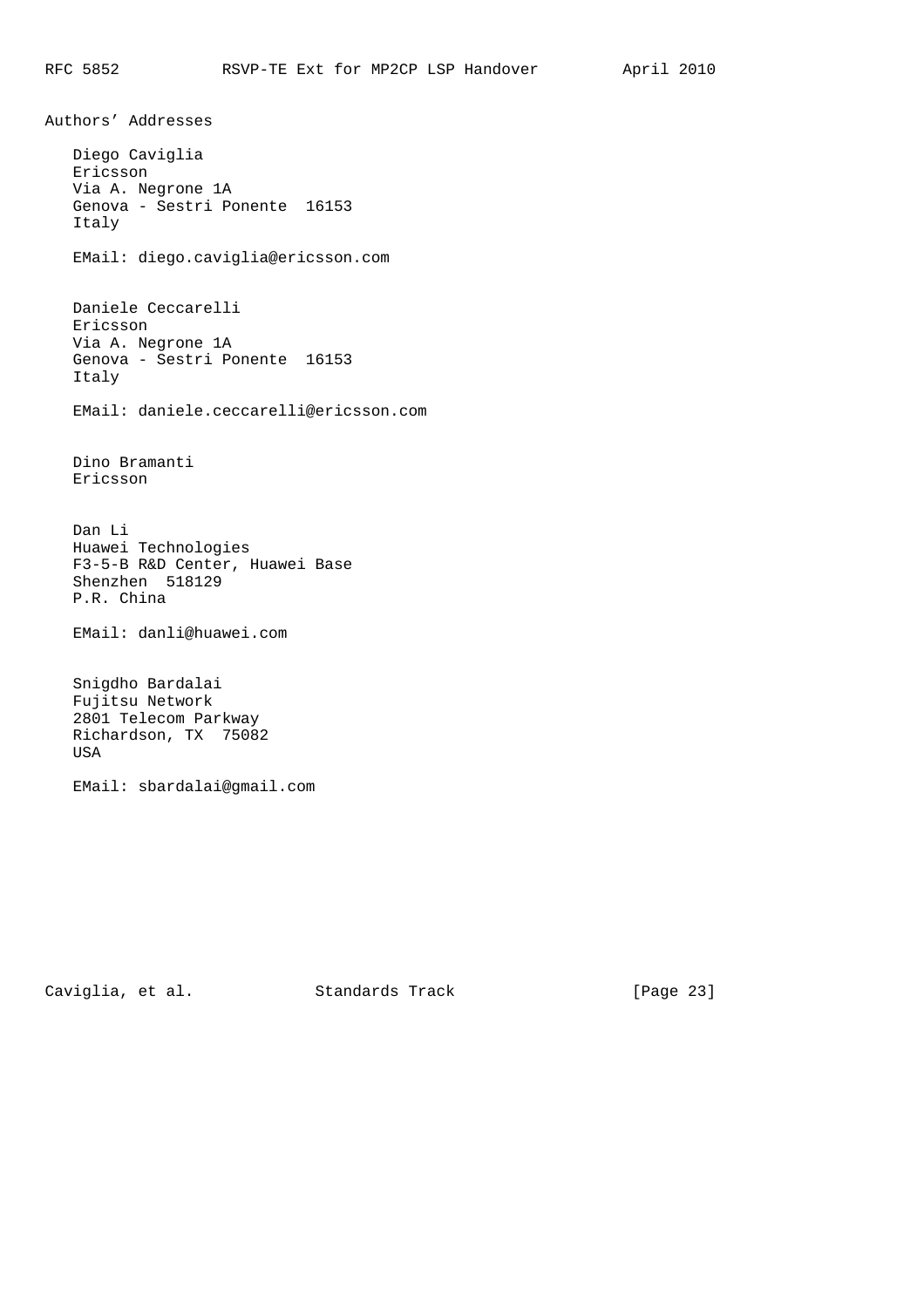## Authors' Addresses

Diego Caviglia
Ericsson
Via A. Negrone 1A
Genova - Sestri Ponente  16153
Italy

EMail: diego.caviglia@ericsson.com

Daniele Ceccarelli
Ericsson
Via A. Negrone 1A
Genova - Sestri Ponente  16153
Italy

EMail: daniele.ceccarelli@ericsson.com

Dino Bramanti
Ericsson

Dan Li
Huawei Technologies
F3-5-B R&D Center, Huawei Base
Shenzhen  518129
P.R. China

EMail: danli@huawei.com

Snigdho Bardalai
Fujitsu Network
2801 Telecom Parkway
Richardson, TX  75082
USA

EMail: sbardalai@gmail.com